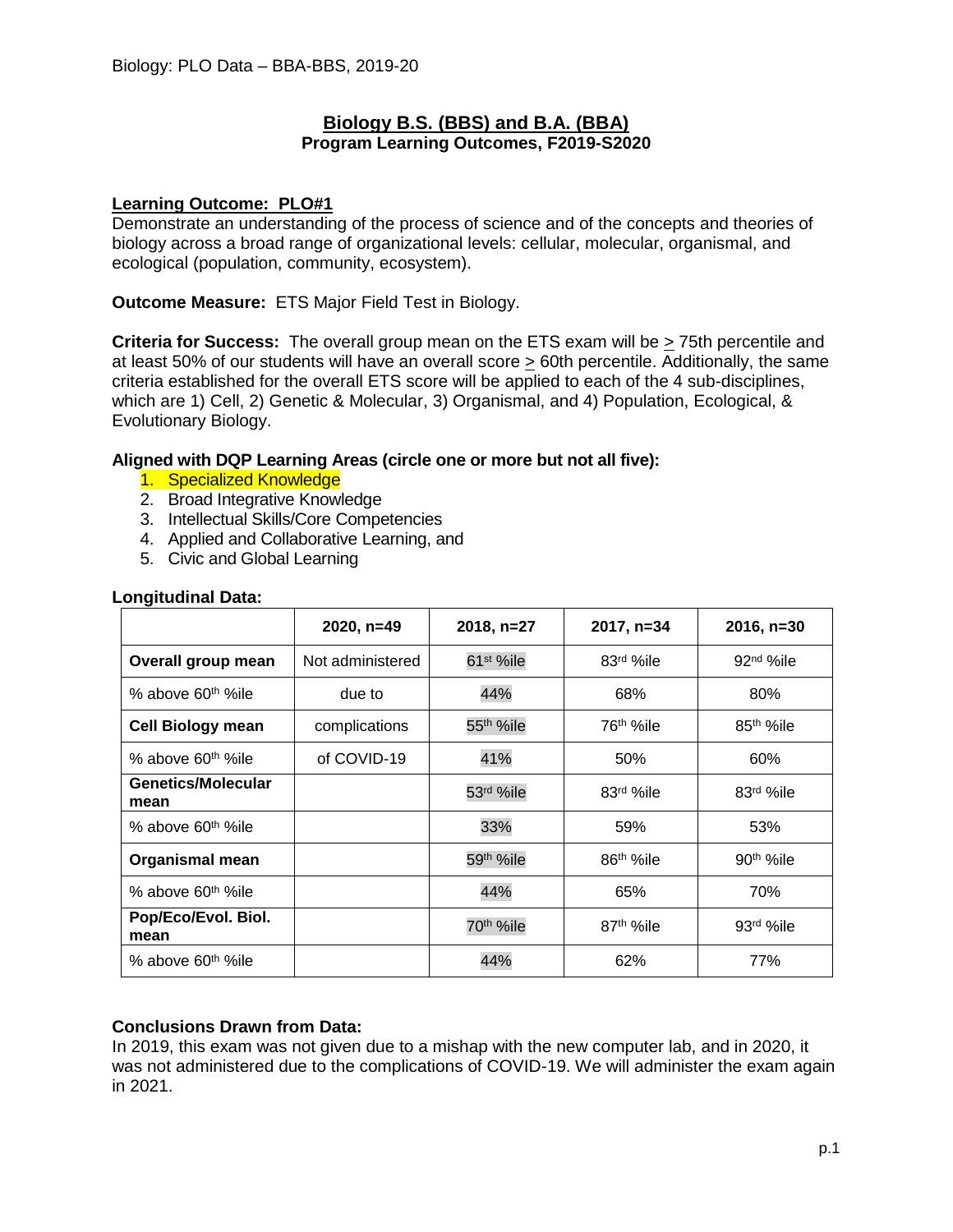# Biology B.S. (BBS) and B.A. (BBA)

**Program Learning Outcomes, F2019-S2020**

## Learning Outcome: PLO#1

Demonstrate an understanding of the process of science and of the concepts and theories of biology across a broad range of organizational levels: cellular, molecular, organismal, and ecological (population, community, ecosystem).

**Outcome Measure:** ETS Major Field Test in Biology.

**Criteria for Success:** The overall group mean on the ETS exam will be $\geq$ 75th percentile and at least 50% of our students will have an overall score $\geq$ 60th percentile. Additionally, the same criteria established for the overall ETS score will be applied to each of the 4 sub-disciplines, which are 1) Cell, 2) Genetic & Molecular, 3) Organismal, and 4) Population, Ecological, & Evolutionary Biology.

**Aligned with DQP Learning Areas (circle one or more but not all five):**

1. Specialized Knowledge
2. Broad Integrative Knowledge
3. Intellectual Skills/Core Competencies
4. Applied and Collaborative Learning, and
5. Civic and Global Learning

**Longitudinal Data:**

| | 2020, n=49 | 2018, n=27 | 2017, n=34 | 2016, n=30 |
|---|---|---|---|---|
| **Overall group mean** | Not administered | 61st %ile | 83rd %ile | 92nd %ile |
| % above 60th %ile | due to | 44% | 68% | 80% |
| **Cell Biology mean** | complications | 55th %ile | 76th %ile | 85th %ile |
| % above 60th %ile | of COVID-19 | 41% | 50% | 60% |
| **Genetics/Molecular mean** | | 53rd %ile | 83rd %ile | 83rd %ile |
| % above 60th %ile | | 33% | 59% | 53% |
| **Organismal mean** | | 59th %ile | 86th %ile | 90th %ile |
| % above 60th %ile | | 44% | 65% | 70% |
| **Pop/Eco/Evol. Biol. mean** | | 70th %ile | 87th %ile | 93rd %ile |
| % above 60th %ile | | 44% | 62% | 77% |

**Conclusions Drawn from Data:**

In 2019, this exam was not given due to a mishap with the new computer lab, and in 2020, it was not administered due to the complications of COVID-19. We will administer the exam again in 2021.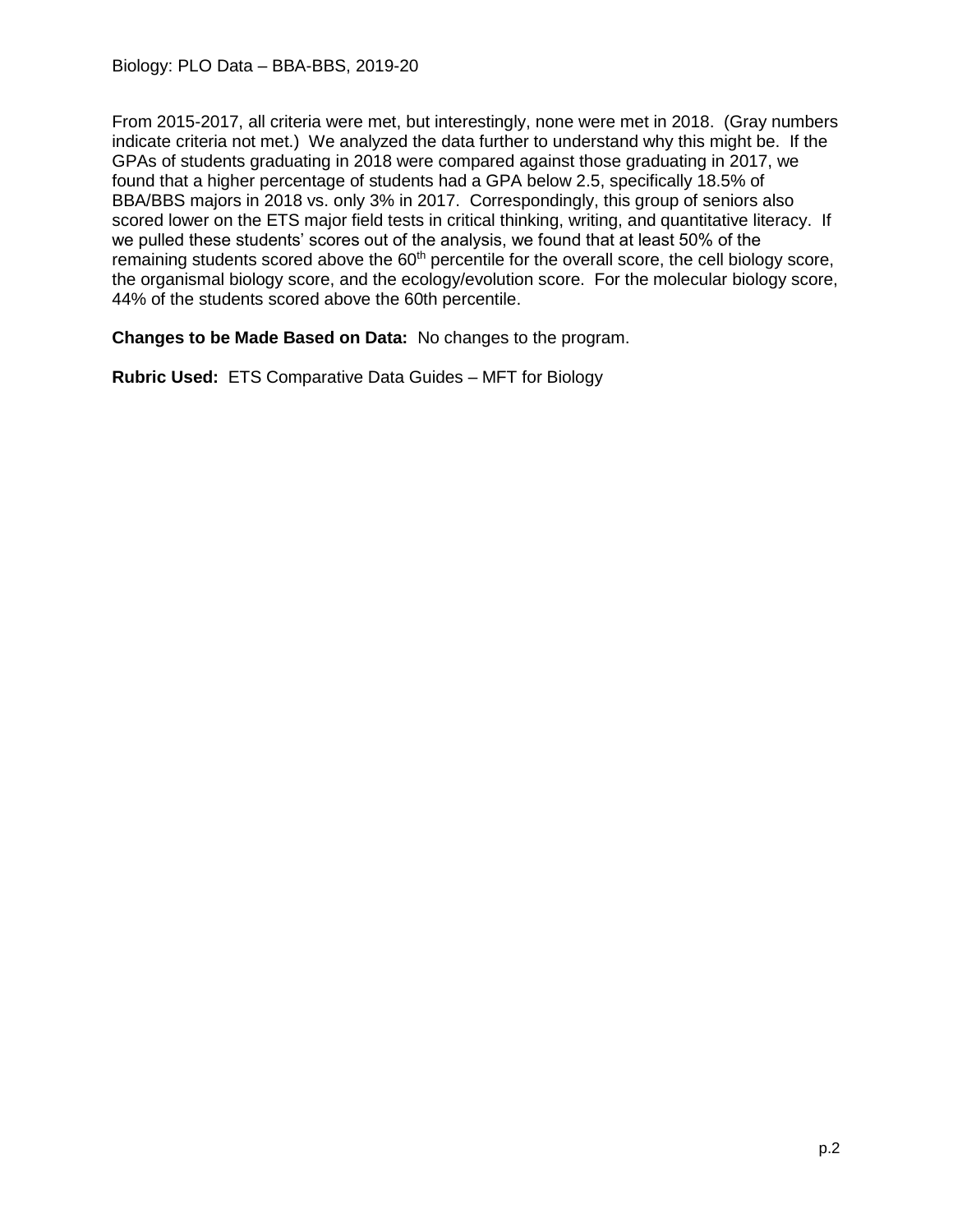From 2015-2017, all criteria were met, but interestingly, none were met in 2018. (Gray numbers indicate criteria not met.) We analyzed the data further to understand why this might be. If the GPAs of students graduating in 2018 were compared against those graduating in 2017, we found that a higher percentage of students had a GPA below 2.5, specifically 18.5% of BBA/BBS majors in 2018 vs. only 3% in 2017. Correspondingly, this group of seniors also scored lower on the ETS major field tests in critical thinking, writing, and quantitative literacy. If we pulled these students' scores out of the analysis, we found that at least 50% of the remaining students scored above the 60th percentile for the overall score, the cell biology score, the organismal biology score, and the ecology/evolution score. For the molecular biology score, 44% of the students scored above the 60th percentile.

**Changes to be Made Based on Data:** No changes to the program.

**Rubric Used:** ETS Comparative Data Guides – MFT for Biology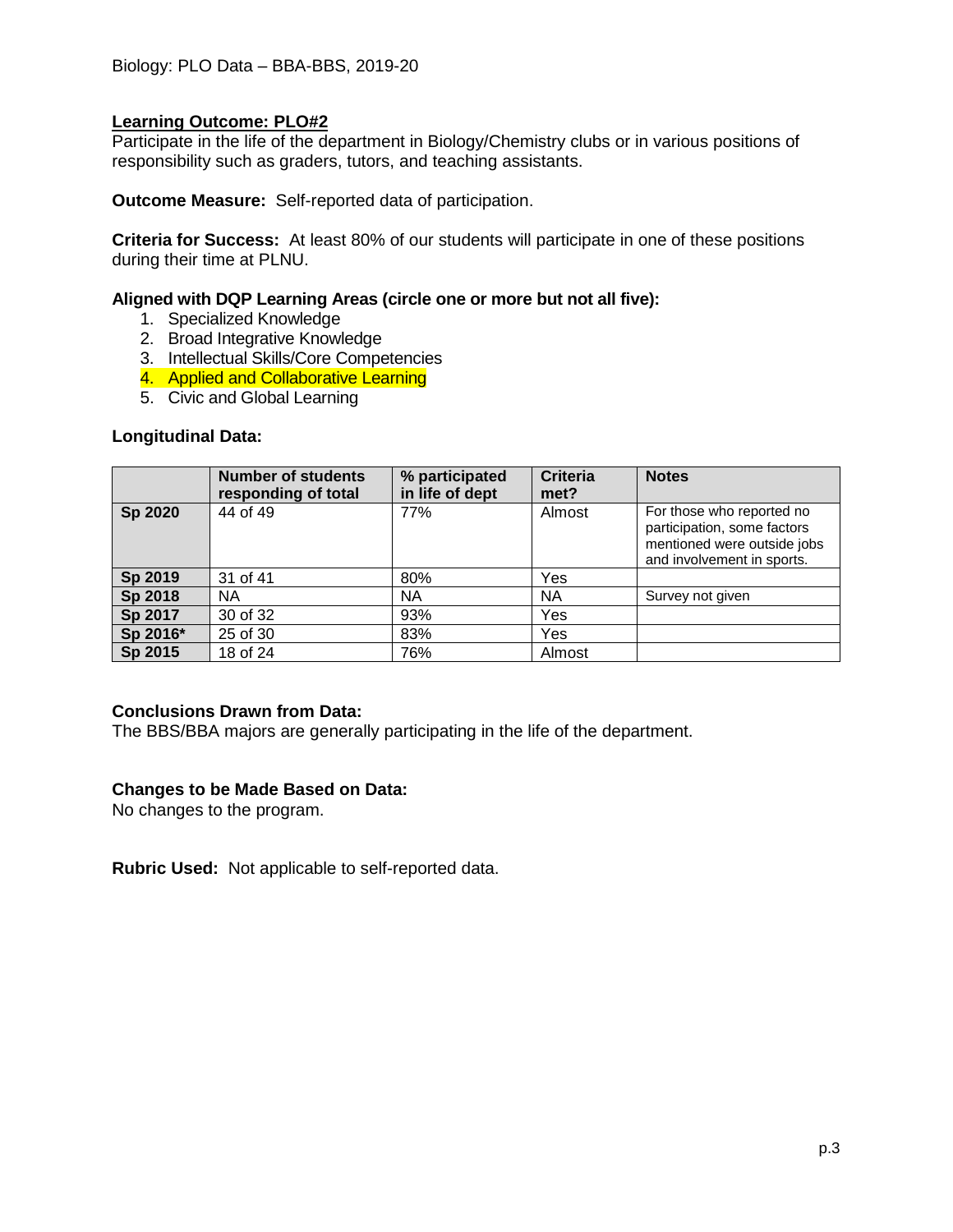## Learning Outcome: PLO#2

Participate in the life of the department in Biology/Chemistry clubs or in various positions of responsibility such as graders, tutors, and teaching assistants.

**Outcome Measure:** Self-reported data of participation.

**Criteria for Success:** At least 80% of our students will participate in one of these positions during their time at PLNU.

**Aligned with DQP Learning Areas (circle one or more but not all five):**

1. Specialized Knowledge
2. Broad Integrative Knowledge
3. Intellectual Skills/Core Competencies
4. Applied and Collaborative Learning
5. Civic and Global Learning

**Longitudinal Data:**

| | Number of students responding of total | % participated in life of dept | Criteria met? | Notes |
|---|---|---|---|---|
| **Sp 2020** | 44 of 49 | 77% | Almost | For those who reported no participation, some factors mentioned were outside jobs and involvement in sports. |
| **Sp 2019** | 31 of 41 | 80% | Yes | |
| **Sp 2018** | NA | NA | NA | Survey not given |
| **Sp 2017** | 30 of 32 | 93% | Yes | |
| **Sp 2016*** | 25 of 30 | 83% | Yes | |
| **Sp 2015** | 18 of 24 | 76% | Almost | |

**Conclusions Drawn from Data:**
The BBS/BBA majors are generally participating in the life of the department.

**Changes to be Made Based on Data:**
No changes to the program.

**Rubric Used:** Not applicable to self-reported data.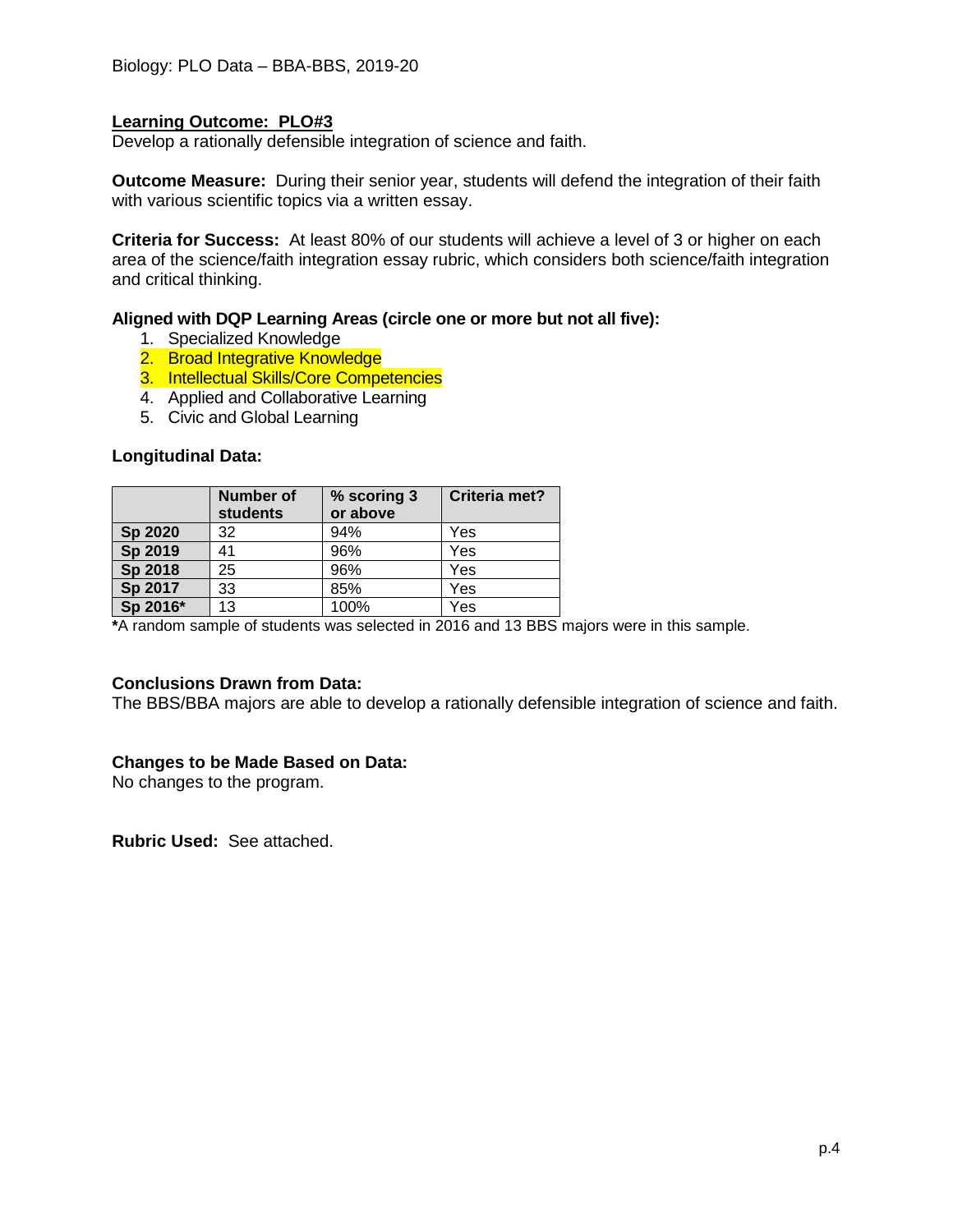Biology: PLO Data – BBA-BBS, 2019-20

**Learning Outcome: PLO#3**

Develop a rationally defensible integration of science and faith.

**Outcome Measure:** During their senior year, students will defend the integration of their faith with various scientific topics via a written essay.

**Criteria for Success:** At least 80% of our students will achieve a level of 3 or higher on each area of the science/faith integration essay rubric, which considers both science/faith integration and critical thinking.

**Aligned with DQP Learning Areas (circle one or more but not all five):**

1. Specialized Knowledge
2. Broad Integrative Knowledge
3. Intellectual Skills/Core Competencies
4. Applied and Collaborative Learning
5. Civic and Global Learning

**Longitudinal Data:**

| | Number of students | % scoring 3 or above | Criteria met? |
|---|---|---|---|
| **Sp 2020** | 32 | 94% | Yes |
| **Sp 2019** | 41 | 96% | Yes |
| **Sp 2018** | 25 | 96% | Yes |
| **Sp 2017** | 33 | 85% | Yes |
| **Sp 2016*** | 13 | 100% | Yes |

***A random sample of students was selected in 2016 and 13 BBS majors were in this sample.

**Conclusions Drawn from Data:**

The BBS/BBA majors are able to develop a rationally defensible integration of science and faith.

**Changes to be Made Based on Data:**

No changes to the program.

**Rubric Used:** See attached.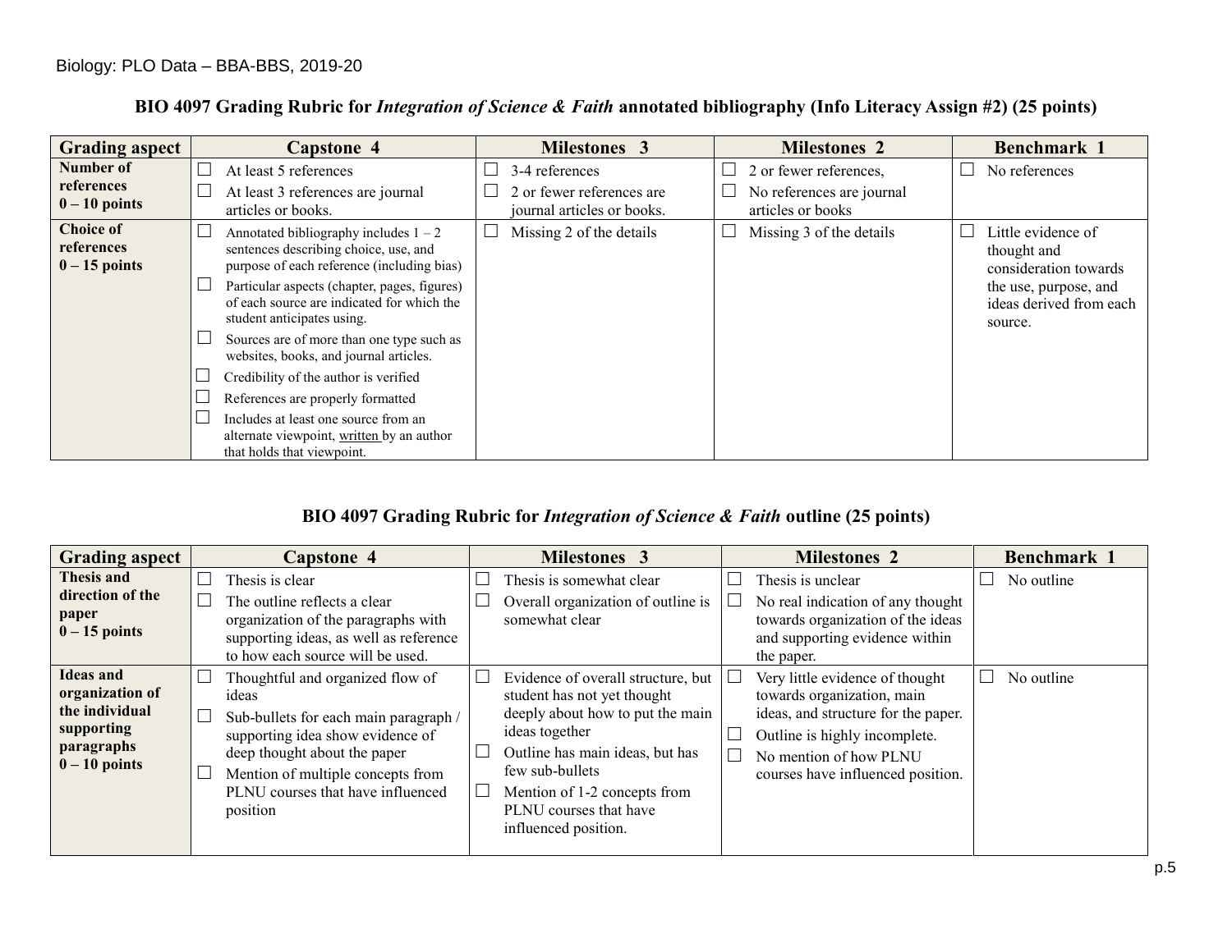## BIO 4097 Grading Rubric for *Integration of Science & Faith* annotated bibliography (Info Literacy Assign #2) (25 points)

| Grading aspect | Capstone 4 | Milestones 3 | Milestones 2 | Benchmark 1 |
|---|---|---|---|---|
| **Number of references 0 – 10 points** | ☐ At least 5 references<br>☐ At least 3 references are journal articles or books. | ☐ 3-4 references<br>☐ 2 or fewer references are journal articles or books. | ☐ 2 or fewer references,<br>☐ No references are journal articles or books | ☐ No references |
| **Choice of references 0 – 15 points** | ☐ Annotated bibliography includes 1 – 2 sentences describing choice, use, and purpose of each reference (including bias)<br>☐ Particular aspects (chapter, pages, figures) of each source are indicated for which the student anticipates using.<br>☐ Sources are of more than one type such as websites, books, and journal articles.<br>☐ Credibility of the author is verified<br>☐ References are properly formatted<br>☐ Includes at least one source from an alternate viewpoint, written by an author that holds that viewpoint. | ☐ Missing 2 of the details | ☐ Missing 3 of the details | ☐ Little evidence of thought and consideration towards the use, purpose, and ideas derived from each source. |

## BIO 4097 Grading Rubric for *Integration of Science & Faith* outline (25 points)

| Grading aspect | Capstone 4 | Milestones 3 | Milestones 2 | Benchmark 1 |
|---|---|---|---|---|
| **Thesis and direction of the paper 0 – 15 points** | ☐ Thesis is clear<br>☐ The outline reflects a clear organization of the paragraphs with supporting ideas, as well as reference to how each source will be used. | ☐ Thesis is somewhat clear<br>☐ Overall organization of outline is somewhat clear | ☐ Thesis is unclear<br>☐ No real indication of any thought towards organization of the ideas and supporting evidence within the paper. | ☐ No outline |
| **Ideas and organization of the individual supporting paragraphs 0 – 10 points** | ☐ Thoughtful and organized flow of ideas<br>☐ Sub-bullets for each main paragraph / supporting idea show evidence of deep thought about the paper<br>☐ Mention of multiple concepts from PLNU courses that have influenced position | ☐ Evidence of overall structure, but student has not yet thought deeply about how to put the main ideas together<br>☐ Outline has main ideas, but has few sub-bullets<br>☐ Mention of 1-2 concepts from PLNU courses that have influenced position. | ☐ Very little evidence of thought towards organization, main ideas, and structure for the paper.<br>☐ Outline is highly incomplete.<br>☐ No mention of how PLNU courses have influenced position. | ☐ No outline |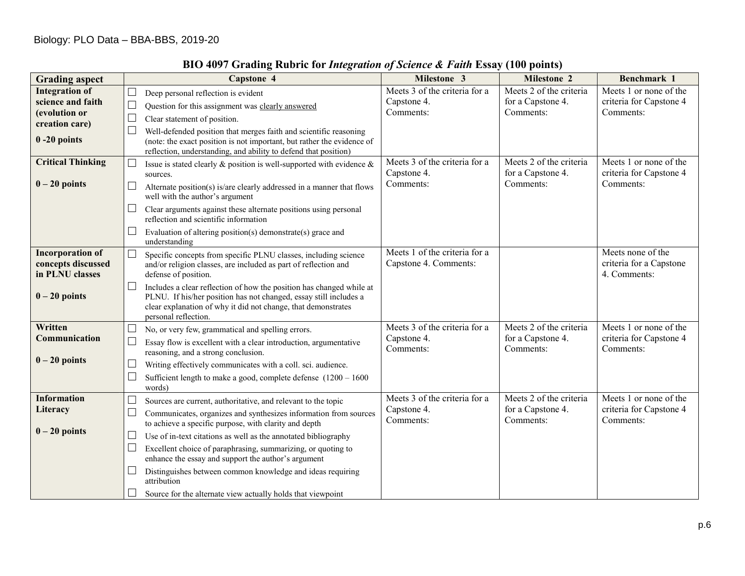## BIO 4097 Grading Rubric for *Integration of Science & Faith* Essay (100 points)

| Grading aspect | Capstone 4 | Milestone 3 | Milestone 2 | Benchmark 1 |
|---|---|---|---|---|
| **Integration of science and faith (evolution or creation care)**<br><br>**0 -20 points** | ☐ Deep personal reflection is evident<br>☐ Question for this assignment was clearly answered<br>☐ Clear statement of position.<br>☐ Well-defended position that merges faith and scientific reasoning (note: the exact position is not important, but rather the evidence of reflection, understanding, and ability to defend that position) | Meets 3 of the criteria for a Capstone 4.<br>Comments: | Meets 2 of the criteria for a Capstone 4.<br>Comments: | Meets 1 or none of the criteria for Capstone 4<br>Comments: |
| **Critical Thinking**<br><br>**0 – 20 points** | ☐ Issue is stated clearly & position is well-supported with evidence & sources.<br>☐ Alternate position(s) is/are clearly addressed in a manner that flows well with the author's argument<br>☐ Clear arguments against these alternate positions using personal reflection and scientific information<br>☐ Evaluation of altering position(s) demonstrate(s) grace and understanding | Meets 3 of the criteria for a Capstone 4.<br>Comments: | Meets 2 of the criteria for a Capstone 4.<br>Comments: | Meets 1 or none of the criteria for Capstone 4<br>Comments: |
| **Incorporation of concepts discussed in PLNU classes**<br><br>**0 – 20 points** | ☐ Specific concepts from specific PLNU classes, including science and/or religion classes, are included as part of reflection and defense of position.<br>☐ Includes a clear reflection of how the position has changed while at PLNU. If his/her position has not changed, essay still includes a clear explanation of why it did not change, that demonstrates personal reflection. | Meets 1 of the criteria for a Capstone 4. Comments: | | Meets none of the criteria for a Capstone 4. Comments: |
| **Written Communication**<br><br>**0 – 20 points** | ☐ No, or very few, grammatical and spelling errors.<br>☐ Essay flow is excellent with a clear introduction, argumentative reasoning, and a strong conclusion.<br>☐ Writing effectively communicates with a coll. sci. audience.<br>☐ Sufficient length to make a good, complete defense (1200 – 1600 words) | Meets 3 of the criteria for a Capstone 4.<br>Comments: | Meets 2 of the criteria for a Capstone 4.<br>Comments: | Meets 1 or none of the criteria for Capstone 4<br>Comments: |
| **Information Literacy**<br><br>**0 – 20 points** | ☐ Sources are current, authoritative, and relevant to the topic<br>☐ Communicates, organizes and synthesizes information from sources to achieve a specific purpose, with clarity and depth<br>☐ Use of in-text citations as well as the annotated bibliography<br>☐ Excellent choice of paraphrasing, summarizing, or quoting to enhance the essay and support the author's argument<br>☐ Distinguishes between common knowledge and ideas requiring attribution<br>☐ Source for the alternate view actually holds that viewpoint | Meets 3 of the criteria for a Capstone 4.<br>Comments: | Meets 2 of the criteria for a Capstone 4.<br>Comments: | Meets 1 or none of the criteria for Capstone 4<br>Comments: |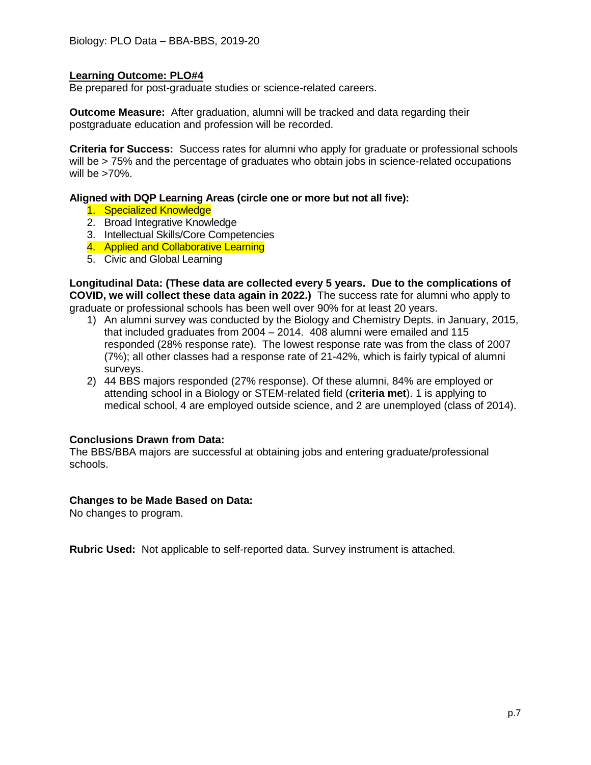Biology: PLO Data – BBA-BBS, 2019-20

**Learning Outcome: PLO#4**

Be prepared for post-graduate studies or science-related careers.

**Outcome Measure:** After graduation, alumni will be tracked and data regarding their postgraduate education and profession will be recorded.

**Criteria for Success:** Success rates for alumni who apply for graduate or professional schools will be > 75% and the percentage of graduates who obtain jobs in science-related occupations will be >70%.

**Aligned with DQP Learning Areas (circle one or more but not all five):**

1. Specialized Knowledge
2. Broad Integrative Knowledge
3. Intellectual Skills/Core Competencies
4. Applied and Collaborative Learning
5. Civic and Global Learning

**Longitudinal Data: (These data are collected every 5 years. Due to the complications of COVID, we will collect these data again in 2022.)** The success rate for alumni who apply to graduate or professional schools has been well over 90% for at least 20 years.

1) An alumni survey was conducted by the Biology and Chemistry Depts. in January, 2015, that included graduates from 2004 – 2014. 408 alumni were emailed and 115 responded (28% response rate). The lowest response rate was from the class of 2007 (7%); all other classes had a response rate of 21-42%, which is fairly typical of alumni surveys.
2) 44 BBS majors responded (27% response). Of these alumni, 84% are employed or attending school in a Biology or STEM-related field (**criteria met**). 1 is applying to medical school, 4 are employed outside science, and 2 are unemployed (class of 2014).

**Conclusions Drawn from Data:**

The BBS/BBA majors are successful at obtaining jobs and entering graduate/professional schools.

**Changes to be Made Based on Data:**

No changes to program.

**Rubric Used:** Not applicable to self-reported data. Survey instrument is attached.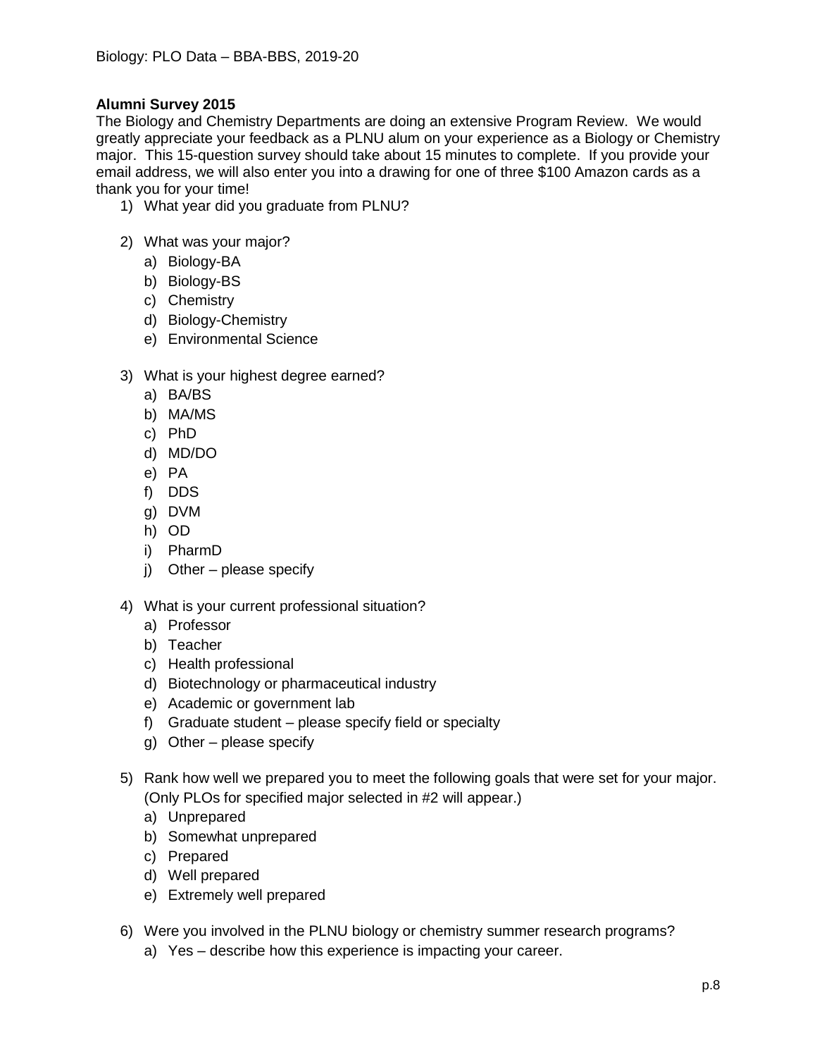**Alumni Survey 2015**

The Biology and Chemistry Departments are doing an extensive Program Review. We would greatly appreciate your feedback as a PLNU alum on your experience as a Biology or Chemistry major. This 15-question survey should take about 15 minutes to complete. If you provide your email address, we will also enter you into a drawing for one of three $100 Amazon cards as a thank you for your time!

1) What year did you graduate from PLNU?

2) What was your major?
   a) Biology-BA
   b) Biology-BS
   c) Chemistry
   d) Biology-Chemistry
   e) Environmental Science

3) What is your highest degree earned?
   a) BA/BS
   b) MA/MS
   c) PhD
   d) MD/DO
   e) PA
   f) DDS
   g) DVM
   h) OD
   i) PharmD
   j) Other – please specify

4) What is your current professional situation?
   a) Professor
   b) Teacher
   c) Health professional
   d) Biotechnology or pharmaceutical industry
   e) Academic or government lab
   f) Graduate student – please specify field or specialty
   g) Other – please specify

5) Rank how well we prepared you to meet the following goals that were set for your major. (Only PLOs for specified major selected in #2 will appear.)
   a) Unprepared
   b) Somewhat unprepared
   c) Prepared
   d) Well prepared
   e) Extremely well prepared

6) Were you involved in the PLNU biology or chemistry summer research programs?
   a) Yes – describe how this experience is impacting your career.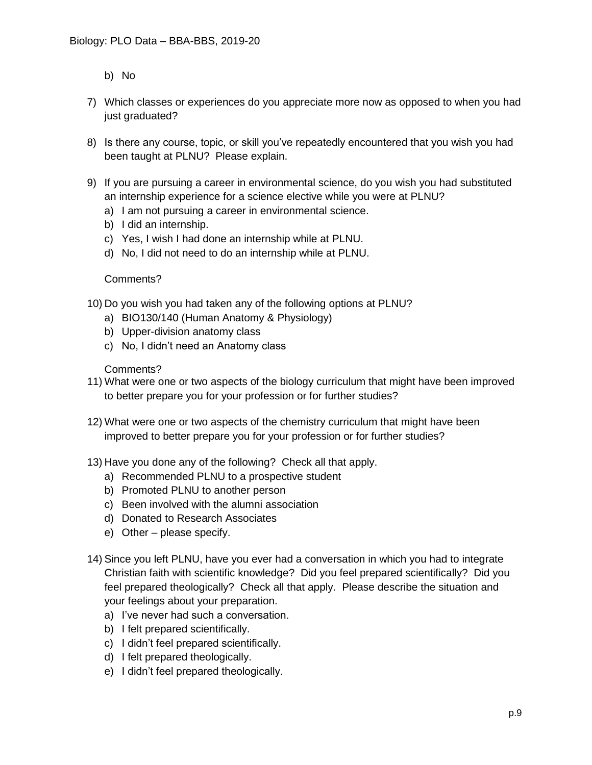b) No

7) Which classes or experiences do you appreciate more now as opposed to when you had just graduated?

8) Is there any course, topic, or skill you've repeatedly encountered that you wish you had been taught at PLNU? Please explain.

9) If you are pursuing a career in environmental science, do you wish you had substituted an internship experience for a science elective while you were at PLNU?
   a) I am not pursuing a career in environmental science.
   b) I did an internship.
   c) Yes, I wish I had done an internship while at PLNU.
   d) No, I did not need to do an internship while at PLNU.

   Comments?

10) Do you wish you had taken any of the following options at PLNU?
    a) BIO130/140 (Human Anatomy & Physiology)
    b) Upper-division anatomy class
    c) No, I didn't need an Anatomy class

    Comments?

11) What were one or two aspects of the biology curriculum that might have been improved to better prepare you for your profession or for further studies?

12) What were one or two aspects of the chemistry curriculum that might have been improved to better prepare you for your profession or for further studies?

13) Have you done any of the following? Check all that apply.
    a) Recommended PLNU to a prospective student
    b) Promoted PLNU to another person
    c) Been involved with the alumni association
    d) Donated to Research Associates
    e) Other – please specify.

14) Since you left PLNU, have you ever had a conversation in which you had to integrate Christian faith with scientific knowledge? Did you feel prepared scientifically? Did you feel prepared theologically? Check all that apply. Please describe the situation and your feelings about your preparation.
    a) I've never had such a conversation.
    b) I felt prepared scientifically.
    c) I didn't feel prepared scientifically.
    d) I felt prepared theologically.
    e) I didn't feel prepared theologically.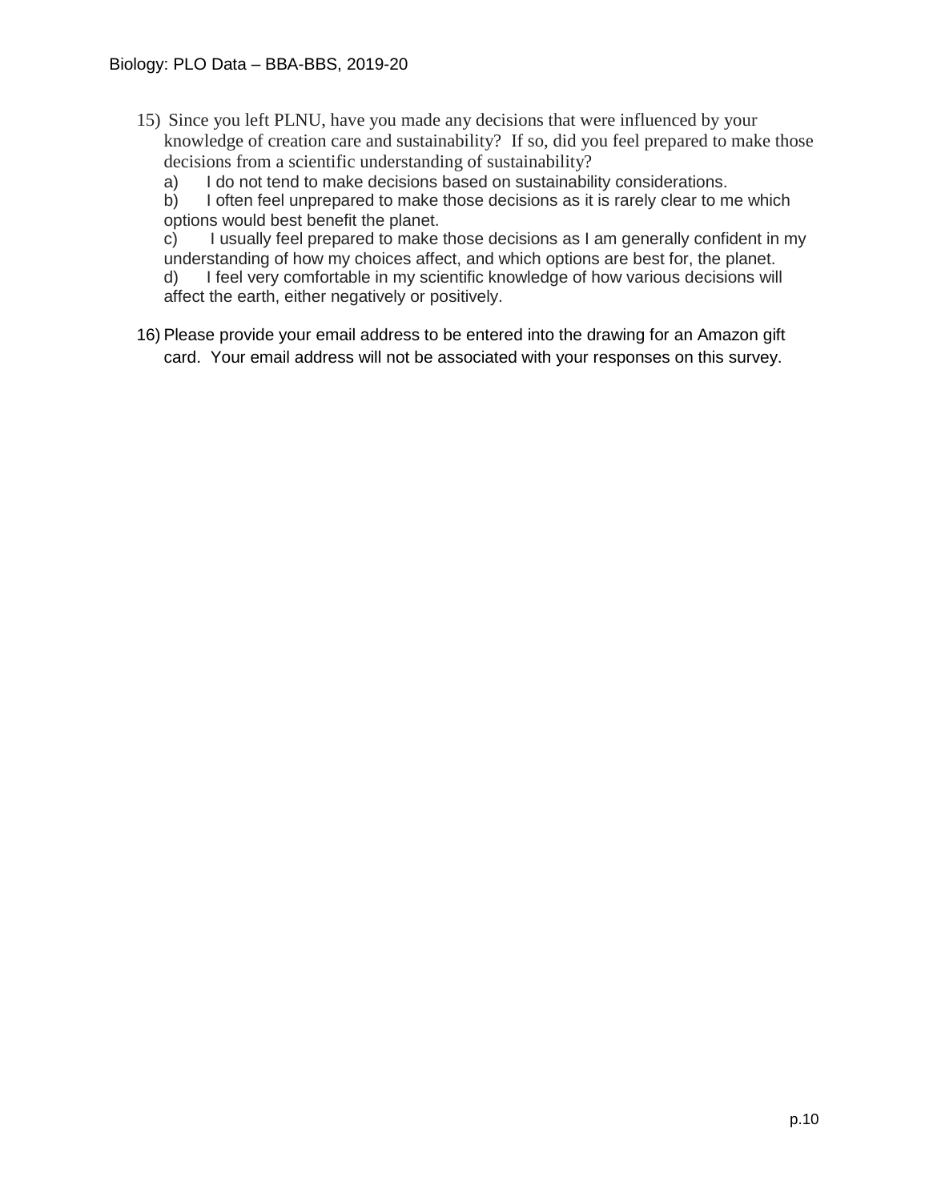15) Since you left PLNU, have you made any decisions that were influenced by your knowledge of creation care and sustainability? If so, did you feel prepared to make those decisions from a scientific understanding of sustainability?

a) I do not tend to make decisions based on sustainability considerations.

b) I often feel unprepared to make those decisions as it is rarely clear to me which options would best benefit the planet.

c) I usually feel prepared to make those decisions as I am generally confident in my understanding of how my choices affect, and which options are best for, the planet.

d) I feel very comfortable in my scientific knowledge of how various decisions will affect the earth, either negatively or positively.

16) Please provide your email address to be entered into the drawing for an Amazon gift card. Your email address will not be associated with your responses on this survey.